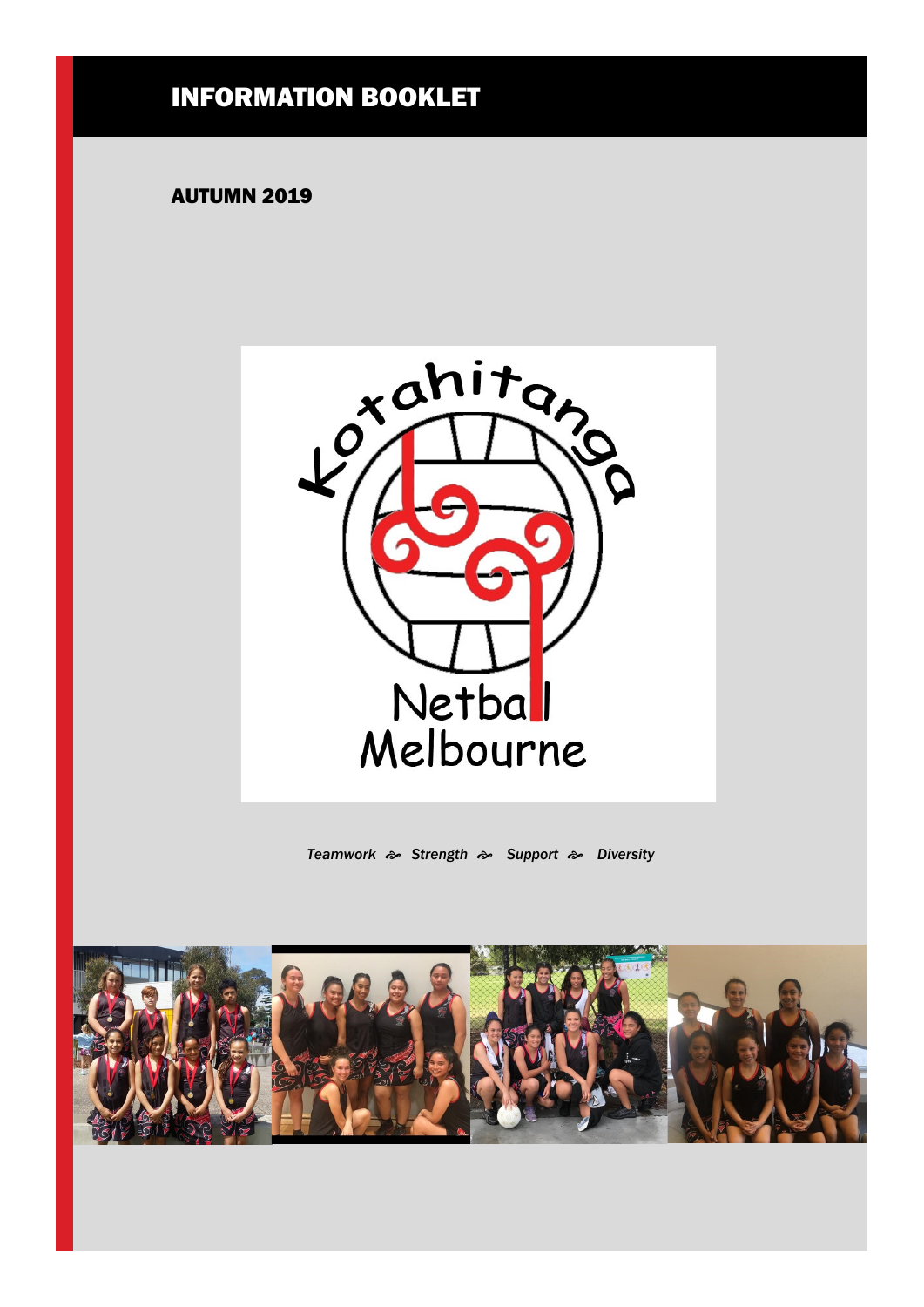# INFORMATION BOOKLET

## AUTUMN 2019

Kotahitanga Netball Melbourne

*Teamwork* ☙ *Strength* ☙ *Support* ☙ *Diversity*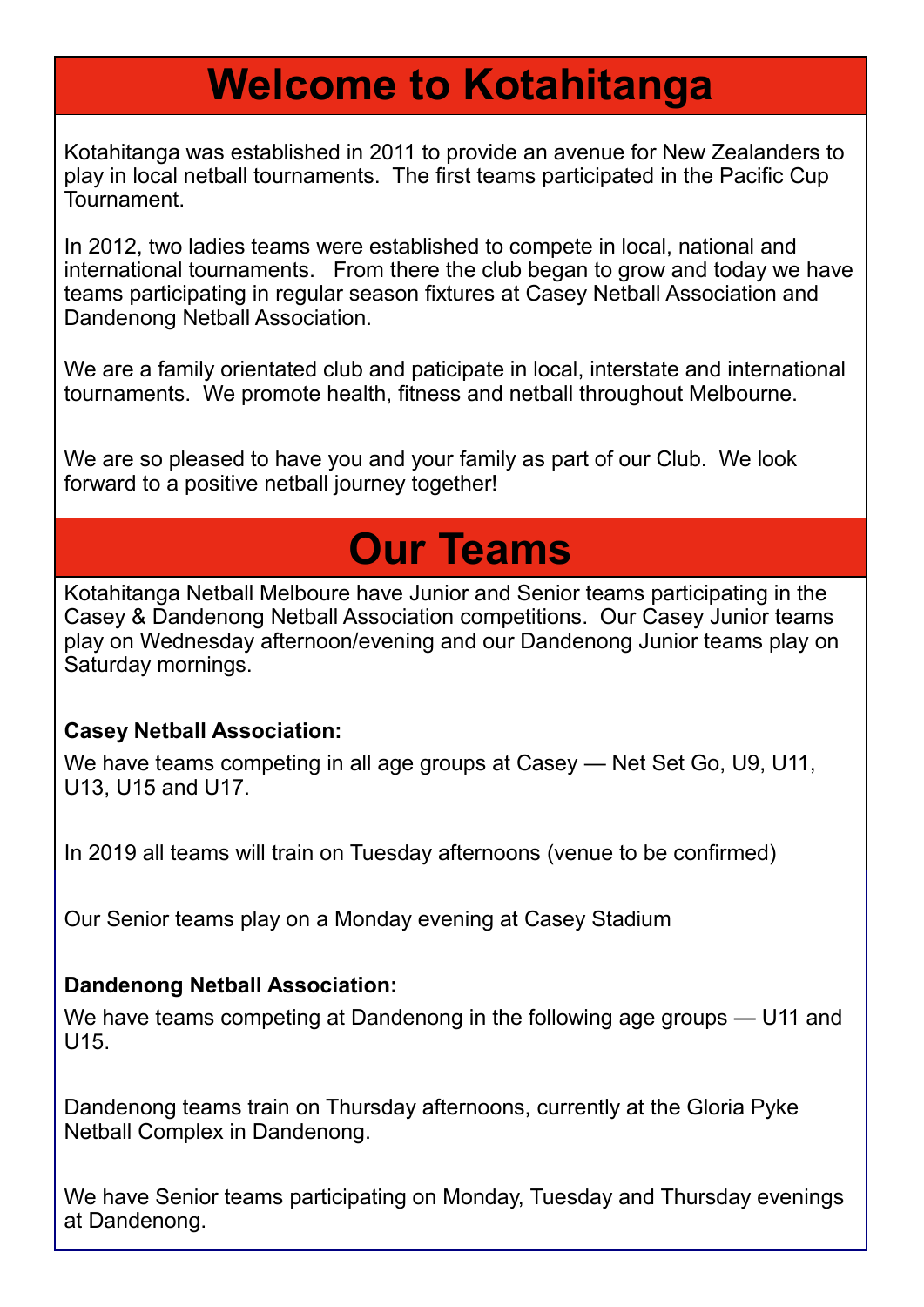# Welcome to Kotahitanga

Kotahitanga was established in 2011 to provide an avenue for New Zealanders to play in local netball tournaments. The first teams participated in the Pacific Cup Tournament.

In 2012, two ladies teams were established to compete in local, national and international tournaments. From there the club began to grow and today we have teams participating in regular season fixtures at Casey Netball Association and Dandenong Netball Association.

We are a family orientated club and paticipate in local, interstate and international tournaments. We promote health, fitness and netball throughout Melbourne.

We are so pleased to have you and your family as part of our Club. We look forward to a positive netball journey together!

# Our Teams

Kotahitanga Netball Melboure have Junior and Senior teams participating in the Casey & Dandenong Netball Association competitions. Our Casey Junior teams play on Wednesday afternoon/evening and our Dandenong Junior teams play on Saturday mornings.

**Casey Netball Association:**

We have teams competing in all age groups at Casey — Net Set Go, U9, U11, U13, U15 and U17.

In 2019 all teams will train on Tuesday afternoons (venue to be confirmed)

Our Senior teams play on a Monday evening at Casey Stadium

**Dandenong Netball Association:**

We have teams competing at Dandenong in the following age groups — U11 and U15.

Dandenong teams train on Thursday afternoons, currently at the Gloria Pyke Netball Complex in Dandenong.

We have Senior teams participating on Monday, Tuesday and Thursday evenings at Dandenong.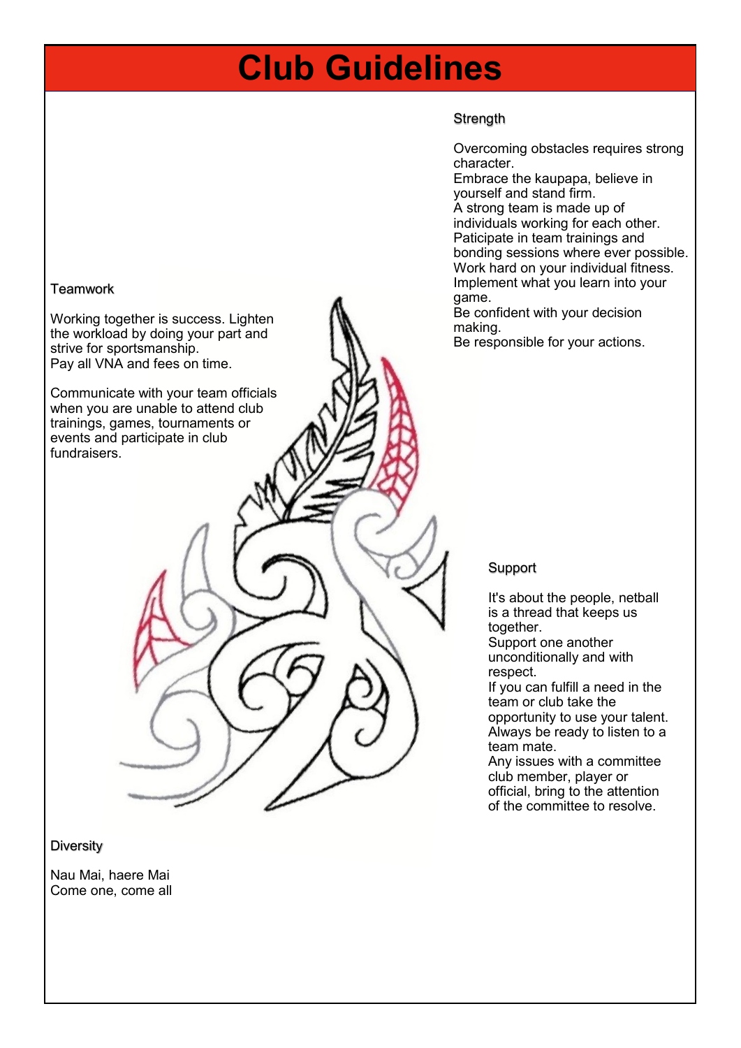# Club Guidelines

## Teamwork

Working together is success. Lighten the workload by doing your part and strive for sportsmanship.
Pay all VNA and fees on time.

Communicate with your team officials when you are unable to attend club trainings, games, tournaments or events and participate in club fundraisers.

## Strength

Overcoming obstacles requires strong character.
Embrace the kaupapa, believe in yourself and stand firm.
A strong team is made up of individuals working for each other.
Paticipate in team trainings and bonding sessions where ever possible.
Work hard on your individual fitness.
Implement what you learn into your game.
Be confident with your decision making.
Be responsible for your actions.

## Support

It's about the people, netball is a thread that keeps us together.
Support one another unconditionally and with respect.
If you can fulfill a need in the team or club take the opportunity to use your talent.
Always be ready to listen to a team mate.
Any issues with a committee club member, player or official, bring to the attention of the committee to resolve.

## Diversity

Nau Mai, haere Mai
Come one, come all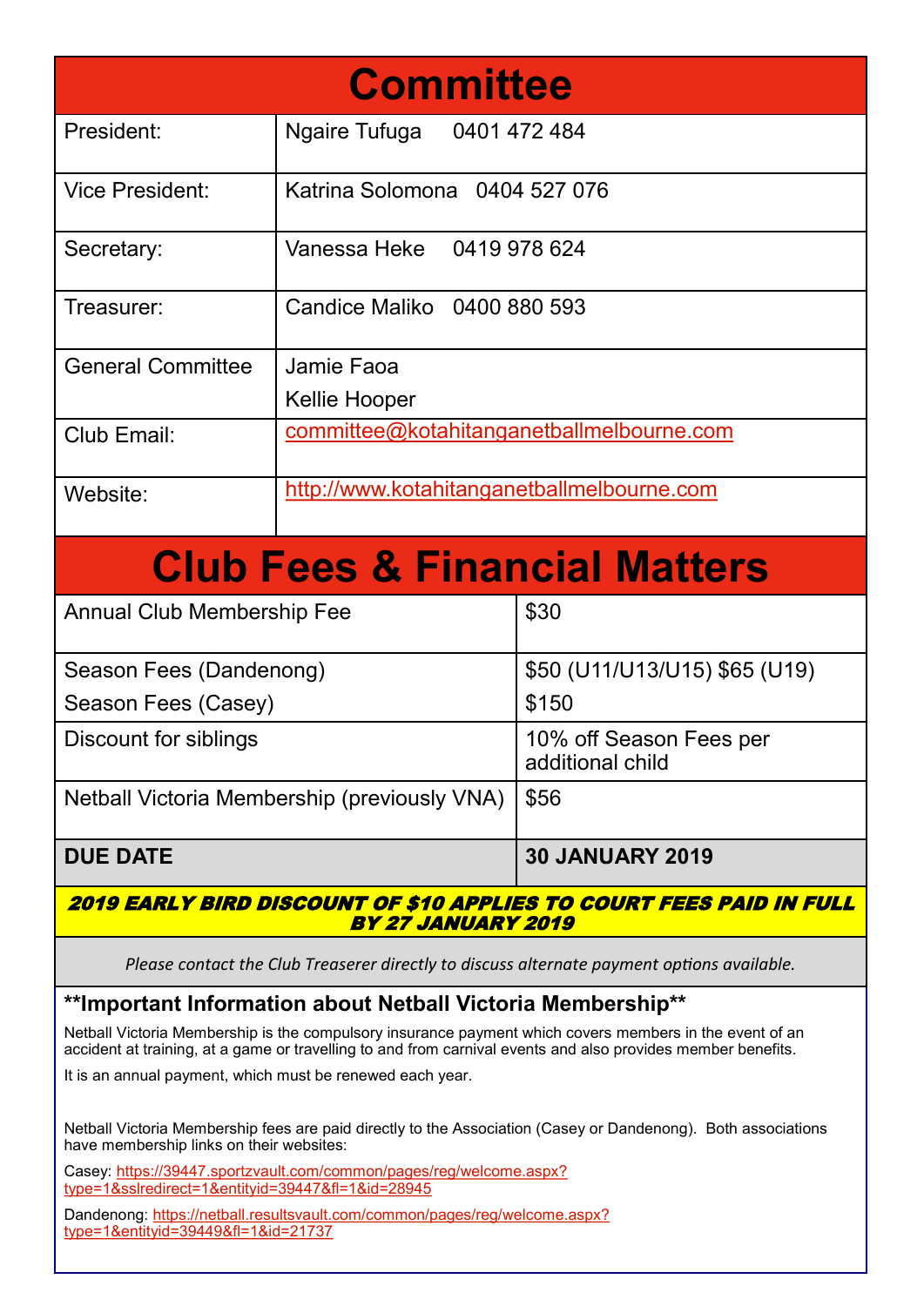# Committee

| | |
|---|---|
| President: | Ngaire Tufuga 0401 472 484 |
| Vice President: | Katrina Solomona 0404 527 076 |
| Secretary: | Vanessa Heke 0419 978 624 |
| Treasurer: | Candice Maliko 0400 880 593 |
| General Committee | Jamie Faoa<br>Kellie Hooper |
| Club Email: | committee@kotahitanganetballmelbourne.com |
| Website: | http://www.kotahitanganetballmelbourne.com |

# Club Fees & Financial Matters

| | |
|---|---|
| Annual Club Membership Fee | $30 |
| Season Fees (Dandenong)<br>Season Fees (Casey) | $50 (U11/U13/U15) $65 (U19)<br>$150 |
| Discount for siblings | 10% off Season Fees per additional child |
| Netball Victoria Membership (previously VNA) | $56 |
| **DUE DATE** | **30 JANUARY 2019** |

***2019 EARLY BIRD DISCOUNT OF $10 APPLIES TO COURT FEES PAID IN FULL BY 27 JANUARY 2019***

*Please contact the Club Treaserer directly to discuss alternate payment options available.*

### **Important Information about Netball Victoria Membership**

Netball Victoria Membership is the compulsory insurance payment which covers members in the event of an accident at training, at a game or travelling to and from carnival events and also provides member benefits.

It is an annual payment, which must be renewed each year.

Netball Victoria Membership fees are paid directly to the Association (Casey or Dandenong). Both associations have membership links on their websites:

Casey: https://39447.sportzvault.com/common/pages/reg/welcome.aspx?type=1&sslredirect=1&entityid=39447&fl=1&id=28945

Dandenong: https://netball.resultsvault.com/common/pages/reg/welcome.aspx?type=1&entityid=39449&fl=1&id=21737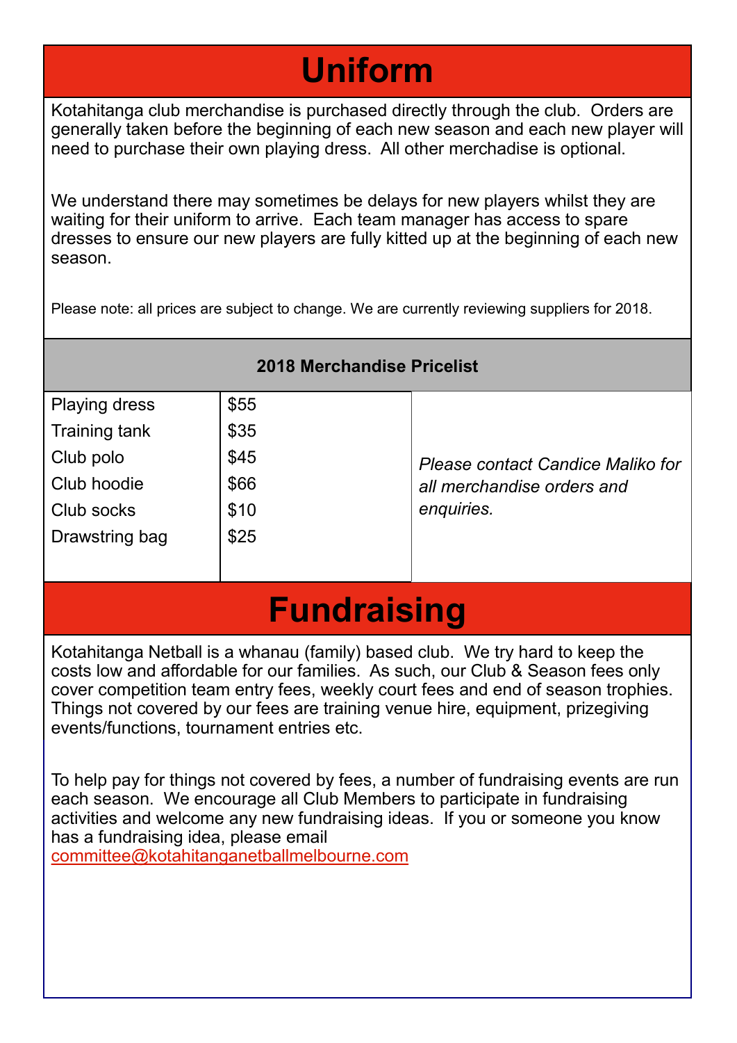# Uniform

Kotahitanga club merchandise is purchased directly through the club. Orders are generally taken before the beginning of each new season and each new player will need to purchase their own playing dress. All other merchandise is optional.

We understand there may sometimes be delays for new players whilst they are waiting for their uniform to arrive. Each team manager has access to spare dresses to ensure our new players are fully kitted up at the beginning of each new season.

Please note: all prices are subject to change. We are currently reviewing suppliers for 2018.

**2018 Merchandise Pricelist**

| | |
|---|---|
| Playing dress | $55 |
| Training tank | $35 |
| Club polo | $45 |
| Club hoodie | $66 |
| Club socks | $10 |
| Drawstring bag | $25 |

*Please contact Candice Maliko for all merchandise orders and enquiries.*

# Fundraising

Kotahitanga Netball is a whanau (family) based club. We try hard to keep the costs low and affordable for our families. As such, our Club & Season fees only cover competition team entry fees, weekly court fees and end of season trophies. Things not covered by our fees are training venue hire, equipment, prizegiving events/functions, tournament entries etc.

To help pay for things not covered by fees, a number of fundraising events are run each season. We encourage all Club Members to participate in fundraising activities and welcome any new fundraising ideas. If you or someone you know has a fundraising idea, please email committee@kotahitanganetballmelbourne.com